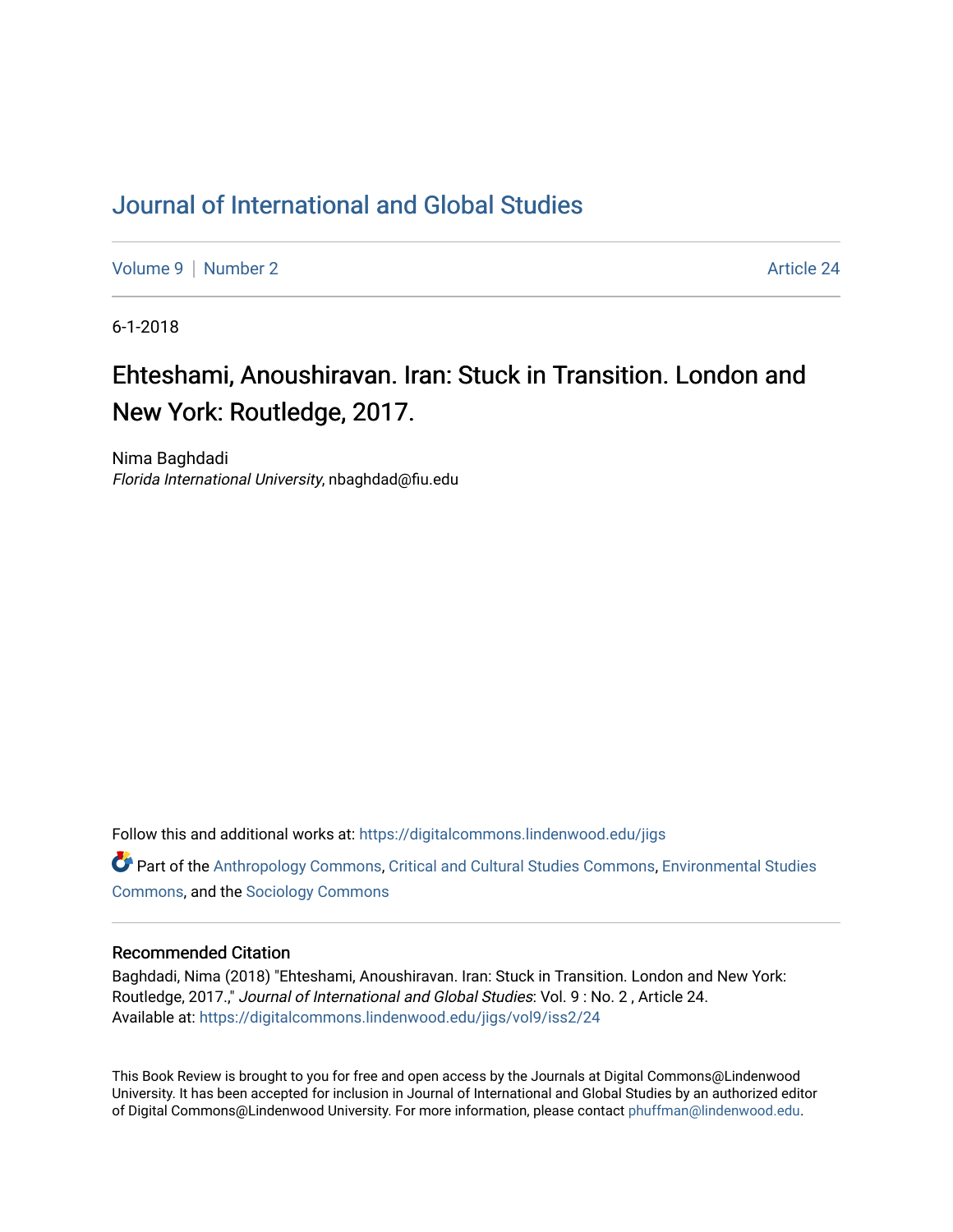# Journal of International and Global Studies

Volume 9 | Number 2 Article 24

6-1-2018

## Ehteshami, Anoushiravan. Iran: Stuck in Transition. London and New York: Routledge, 2017.

Nima Baghdadi
*Florida International University*, nbaghdad@fiu.edu

Follow this and additional works at: https://digitalcommons.lindenwood.edu/jigs

Part of the Anthropology Commons, Critical and Cultural Studies Commons, Environmental Studies Commons, and the Sociology Commons

### Recommended Citation

Baghdadi, Nima (2018) "Ehteshami, Anoushiravan. Iran: Stuck in Transition. London and New York: Routledge, 2017.," *Journal of International and Global Studies*: Vol. 9 : No. 2 , Article 24.
Available at: https://digitalcommons.lindenwood.edu/jigs/vol9/iss2/24

This Book Review is brought to you for free and open access by the Journals at Digital Commons@Lindenwood University. It has been accepted for inclusion in Journal of International and Global Studies by an authorized editor of Digital Commons@Lindenwood University. For more information, please contact phuffman@lindenwood.edu.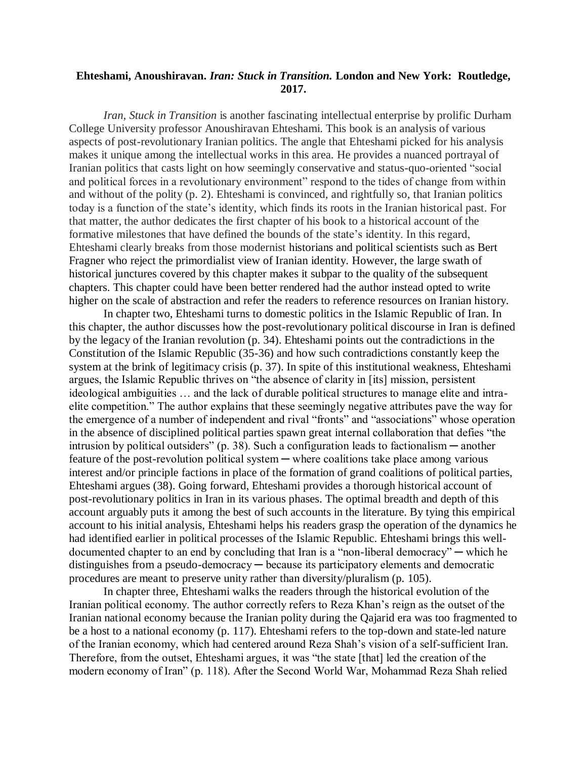**Ehteshami, Anoushiravan. *Iran: Stuck in Transition.* London and New York: Routledge, 2017.**

*Iran, Stuck in Transition* is another fascinating intellectual enterprise by prolific Durham College University professor Anoushiravan Ehteshami. This book is an analysis of various aspects of post-revolutionary Iranian politics. The angle that Ehteshami picked for his analysis makes it unique among the intellectual works in this area. He provides a nuanced portrayal of Iranian politics that casts light on how seemingly conservative and status-quo-oriented "social and political forces in a revolutionary environment" respond to the tides of change from within and without of the polity (p. 2). Ehteshami is convinced, and rightfully so, that Iranian politics today is a function of the state's identity, which finds its roots in the Iranian historical past. For that matter, the author dedicates the first chapter of his book to a historical account of the formative milestones that have defined the bounds of the state's identity. In this regard, Ehteshami clearly breaks from those modernist historians and political scientists such as Bert Fragner who reject the primordialist view of Iranian identity. However, the large swath of historical junctures covered by this chapter makes it subpar to the quality of the subsequent chapters. This chapter could have been better rendered had the author instead opted to write higher on the scale of abstraction and refer the readers to reference resources on Iranian history.

In chapter two, Ehteshami turns to domestic politics in the Islamic Republic of Iran. In this chapter, the author discusses how the post-revolutionary political discourse in Iran is defined by the legacy of the Iranian revolution (p. 34). Ehteshami points out the contradictions in the Constitution of the Islamic Republic (35-36) and how such contradictions constantly keep the system at the brink of legitimacy crisis (p. 37). In spite of this institutional weakness, Ehteshami argues, the Islamic Republic thrives on "the absence of clarity in [its] mission, persistent ideological ambiguities … and the lack of durable political structures to manage elite and intra-elite competition." The author explains that these seemingly negative attributes pave the way for the emergence of a number of independent and rival "fronts" and "associations" whose operation in the absence of disciplined political parties spawn great internal collaboration that defies "the intrusion by political outsiders" (p. 38). Such a configuration leads to factionalism ─ another feature of the post-revolution political system ─ where coalitions take place among various interest and/or principle factions in place of the formation of grand coalitions of political parties, Ehteshami argues (38). Going forward, Ehteshami provides a thorough historical account of post-revolutionary politics in Iran in its various phases. The optimal breadth and depth of this account arguably puts it among the best of such accounts in the literature. By tying this empirical account to his initial analysis, Ehteshami helps his readers grasp the operation of the dynamics he had identified earlier in political processes of the Islamic Republic. Ehteshami brings this well-documented chapter to an end by concluding that Iran is a "non-liberal democracy" ─ which he distinguishes from a pseudo-democracy ─ because its participatory elements and democratic procedures are meant to preserve unity rather than diversity/pluralism (p. 105).

In chapter three, Ehteshami walks the readers through the historical evolution of the Iranian political economy. The author correctly refers to Reza Khan's reign as the outset of the Iranian national economy because the Iranian polity during the Qajarid era was too fragmented to be a host to a national economy (p. 117). Ehteshami refers to the top-down and state-led nature of the Iranian economy, which had centered around Reza Shah's vision of a self-sufficient Iran. Therefore, from the outset, Ehteshami argues, it was "the state [that] led the creation of the modern economy of Iran" (p. 118). After the Second World War, Mohammad Reza Shah relied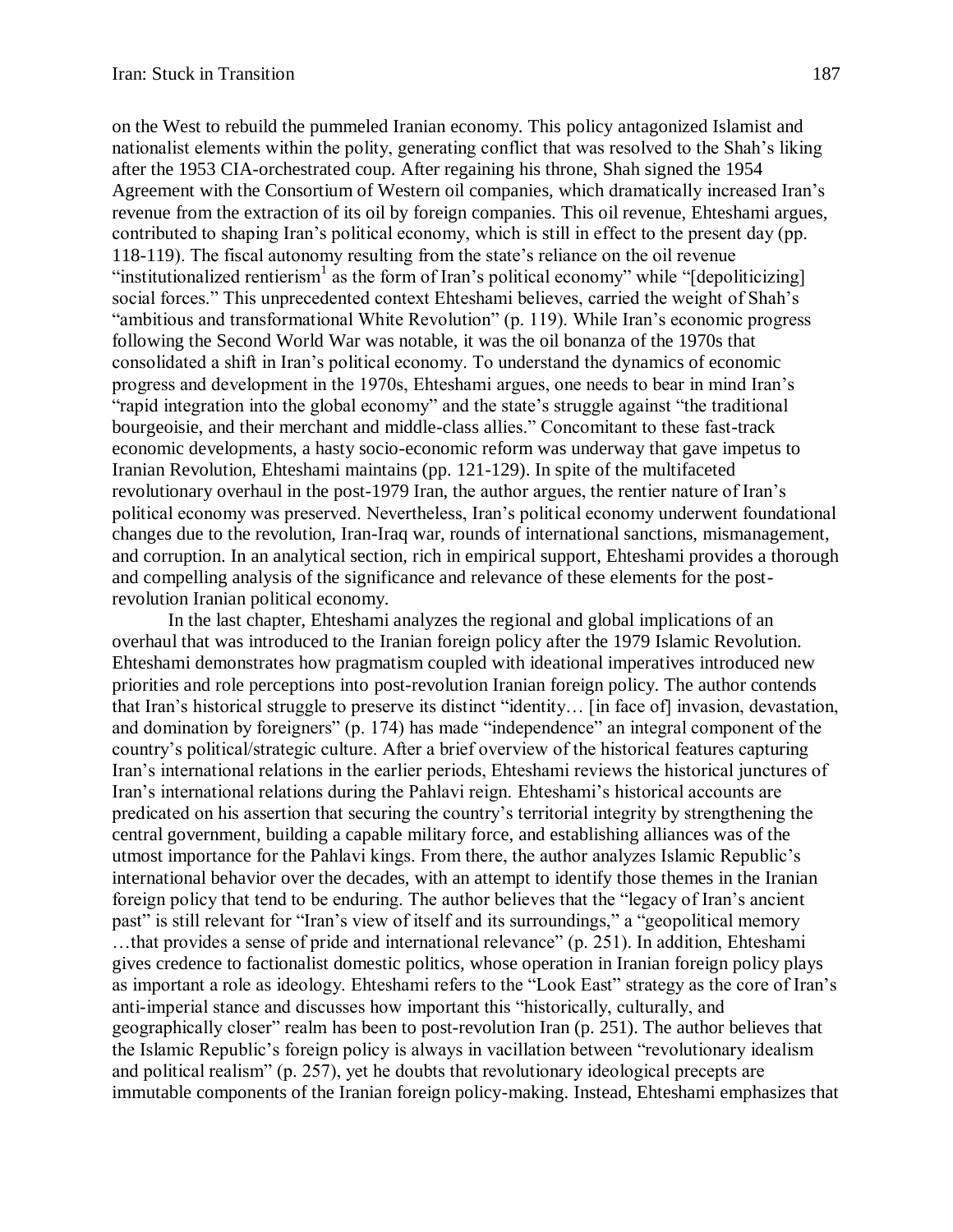on the West to rebuild the pummeled Iranian economy. This policy antagonized Islamist and nationalist elements within the polity, generating conflict that was resolved to the Shah's liking after the 1953 CIA-orchestrated coup. After regaining his throne, Shah signed the 1954 Agreement with the Consortium of Western oil companies, which dramatically increased Iran's revenue from the extraction of its oil by foreign companies. This oil revenue, Ehteshami argues, contributed to shaping Iran's political economy, which is still in effect to the present day (pp. 118-119). The fiscal autonomy resulting from the state's reliance on the oil revenue "institutionalized rentierism[1] as the form of Iran's political economy" while "[depoliticizing] social forces." This unprecedented context Ehteshami believes, carried the weight of Shah's "ambitious and transformational White Revolution" (p. 119). While Iran's economic progress following the Second World War was notable, it was the oil bonanza of the 1970s that consolidated a shift in Iran's political economy. To understand the dynamics of economic progress and development in the 1970s, Ehteshami argues, one needs to bear in mind Iran's "rapid integration into the global economy" and the state's struggle against "the traditional bourgeoisie, and their merchant and middle-class allies." Concomitant to these fast-track economic developments, a hasty socio-economic reform was underway that gave impetus to Iranian Revolution, Ehteshami maintains (pp. 121-129). In spite of the multifaceted revolutionary overhaul in the post-1979 Iran, the author argues, the rentier nature of Iran's political economy was preserved. Nevertheless, Iran's political economy underwent foundational changes due to the revolution, Iran-Iraq war, rounds of international sanctions, mismanagement, and corruption. In an analytical section, rich in empirical support, Ehteshami provides a thorough and compelling analysis of the significance and relevance of these elements for the post-revolution Iranian political economy.

In the last chapter, Ehteshami analyzes the regional and global implications of an overhaul that was introduced to the Iranian foreign policy after the 1979 Islamic Revolution. Ehteshami demonstrates how pragmatism coupled with ideational imperatives introduced new priorities and role perceptions into post-revolution Iranian foreign policy. The author contends that Iran's historical struggle to preserve its distinct "identity… [in face of] invasion, devastation, and domination by foreigners" (p. 174) has made "independence" an integral component of the country's political/strategic culture. After a brief overview of the historical features capturing Iran's international relations in the earlier periods, Ehteshami reviews the historical junctures of Iran's international relations during the Pahlavi reign. Ehteshami's historical accounts are predicated on his assertion that securing the country's territorial integrity by strengthening the central government, building a capable military force, and establishing alliances was of the utmost importance for the Pahlavi kings. From there, the author analyzes Islamic Republic's international behavior over the decades, with an attempt to identify those themes in the Iranian foreign policy that tend to be enduring. The author believes that the "legacy of Iran's ancient past" is still relevant for "Iran's view of itself and its surroundings," a "geopolitical memory …that provides a sense of pride and international relevance" (p. 251). In addition, Ehteshami gives credence to factionalist domestic politics, whose operation in Iranian foreign policy plays as important a role as ideology. Ehteshami refers to the "Look East" strategy as the core of Iran's anti-imperial stance and discusses how important this "historically, culturally, and geographically closer" realm has been to post-revolution Iran (p. 251). The author believes that the Islamic Republic's foreign policy is always in vacillation between "revolutionary idealism and political realism" (p. 257), yet he doubts that revolutionary ideological precepts are immutable components of the Iranian foreign policy-making. Instead, Ehteshami emphasizes that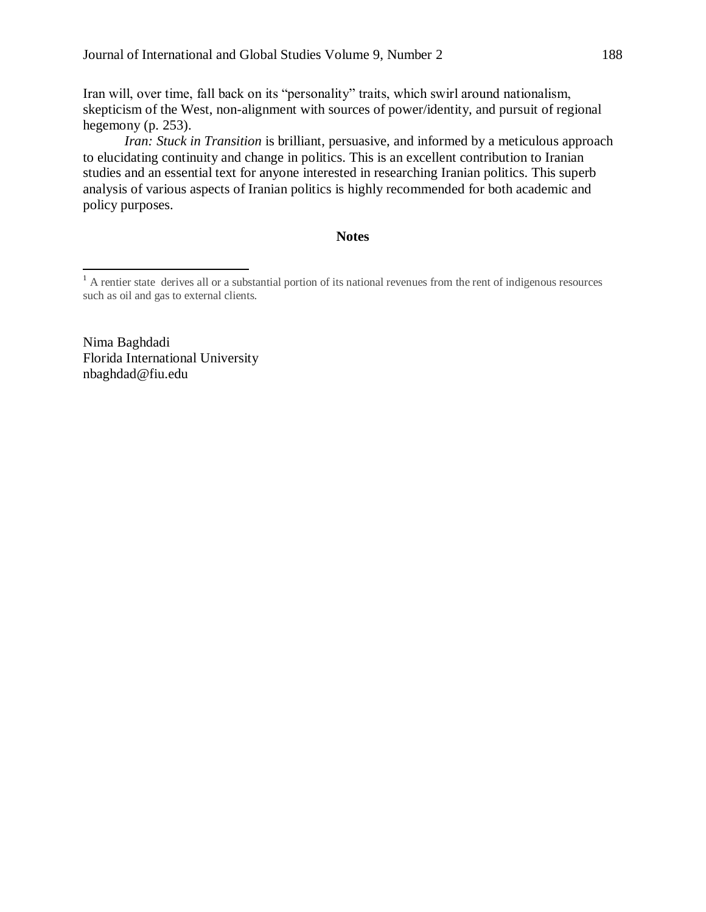Iran will, over time, fall back on its "personality" traits, which swirl around nationalism, skepticism of the West, non-alignment with sources of power/identity, and pursuit of regional hegemony (p. 253).

*Iran: Stuck in Transition* is brilliant, persuasive, and informed by a meticulous approach to elucidating continuity and change in politics. This is an excellent contribution to Iranian studies and an essential text for anyone interested in researching Iranian politics. This superb analysis of various aspects of Iranian politics is highly recommended for both academic and policy purposes.

**Notes**

[1] A rentier state derives all or a substantial portion of its national revenues from the rent of indigenous resources such as oil and gas to external clients.

Nima Baghdadi
Florida International University
nbaghdad@fiu.edu